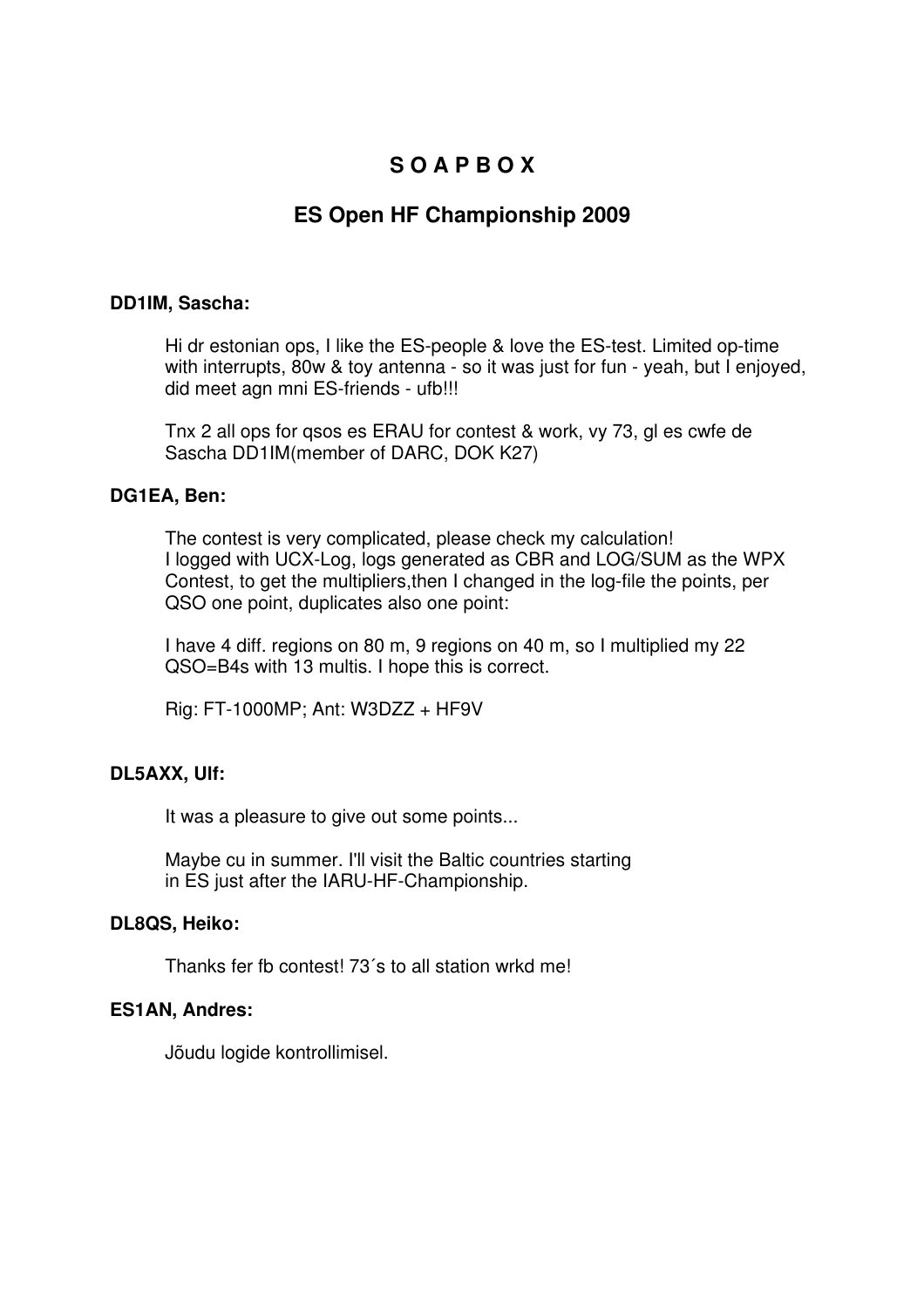# S O A P B O X

## ES Open HF Championship 2009

**DD1IM, Sascha:**

Hi dr estonian ops, I like the ES-people & love the ES-test. Limited op-time with interrupts, 80w & toy antenna - so it was just for fun - yeah, but I enjoyed, did meet agn mni ES-friends - ufb!!!

Tnx 2 all ops for qsos es ERAU for contest & work, vy 73, gl es cwfe de Sascha DD1IM(member of DARC, DOK K27)

**DG1EA, Ben:**

The contest is very complicated, please check my calculation!
I logged with UCX-Log, logs generated as CBR and LOG/SUM as the WPX Contest, to get the multipliers,then I changed in the log-file the points, per QSO one point, duplicates also one point:

I have 4 diff. regions on 80 m, 9 regions on 40 m, so I multiplied my 22 QSO=B4s with 13 multis. I hope this is correct.

Rig: FT-1000MP; Ant: W3DZZ + HF9V

**DL5AXX, Ulf:**

It was a pleasure to give out some points...

Maybe cu in summer. I'll visit the Baltic countries starting in ES just after the IARU-HF-Championship.

**DL8QS, Heiko:**

Thanks fer fb contest! 73´s to all station wrkd me!

**ES1AN, Andres:**

Jõudu logide kontrollimisel.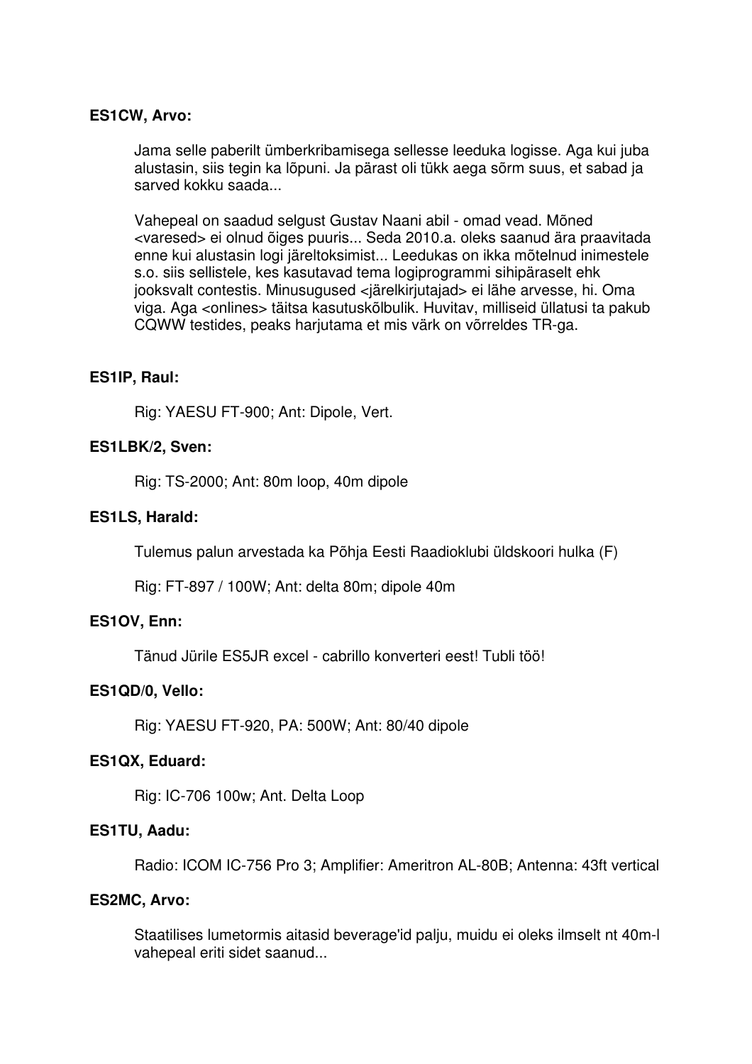**ES1CW, Arvo:**

Jama selle paberilt ümberkribamisega sellesse leeduka logisse. Aga kui juba alustasin, siis tegin ka lõpuni. Ja pärast oli tükk aega sõrm suus, et sabad ja sarved kokku saada...

Vahepeal on saadud selgust Gustav Naani abil - omad vead. Mõned <varesed> ei olnud õiges puuris... Seda 2010.a. oleks saanud ära praavitada enne kui alustasin logi järeltoksimist... Leedukas on ikka mõtelnud inimestele s.o. siis sellistele, kes kasutavad tema logiprogrammi sihipäraselt ehk jooksvalt contestis. Minusugused <järelkirjutajad> ei lähe arvesse, hi. Oma viga. Aga <onlines> täitsa kasutuskõlbulik. Huvitav, milliseid üllatusi ta pakub CQWW testides, peaks harjutama et mis värk on võrreldes TR-ga.

**ES1IP, Raul:**

Rig: YAESU FT-900; Ant: Dipole, Vert.

**ES1LBK/2, Sven:**

Rig: TS-2000; Ant: 80m loop, 40m dipole

**ES1LS, Harald:**

Tulemus palun arvestada ka Põhja Eesti Raadioklubi üldskoori hulka (F)

Rig: FT-897 / 100W; Ant: delta 80m; dipole 40m

**ES1OV, Enn:**

Tänud Jürile ES5JR excel - cabrillo konverteri eest! Tubli töö!

**ES1QD/0, Vello:**

Rig: YAESU FT-920, PA: 500W; Ant: 80/40 dipole

**ES1QX, Eduard:**

Rig: IC-706 100w; Ant. Delta Loop

**ES1TU, Aadu:**

Radio: ICOM IC-756 Pro 3; Amplifier: Ameritron AL-80B; Antenna: 43ft vertical

**ES2MC, Arvo:**

Staatilises lumetormis aitasid beverage'id palju, muidu ei oleks ilmselt nt 40m-l vahepeal eriti sidet saanud...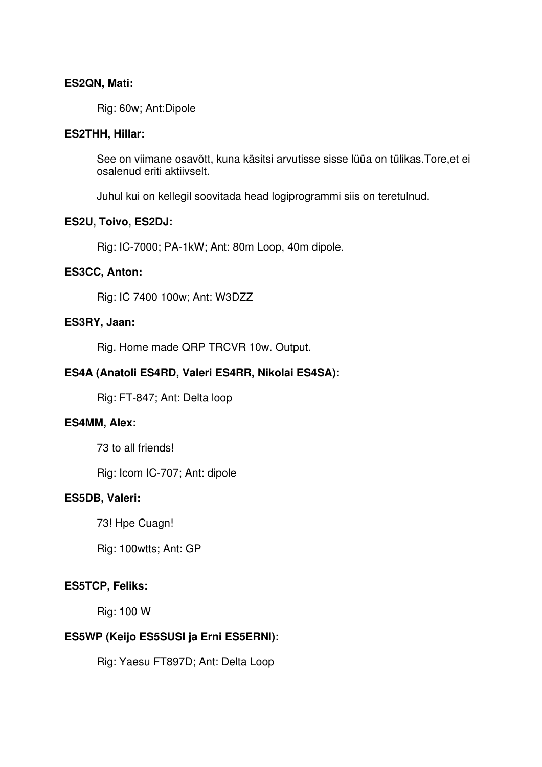**ES2QN, Mati:**

Rig: 60w; Ant:Dipole

**ES2THH, Hillar:**

See on viimane osavõtt, kuna käsitsi arvutisse sisse lüüa on tülikas.Tore,et ei osalenud eriti aktiivselt.

Juhul kui on kellegil soovitada head logiprogrammi siis on teretulnud.

**ES2U, Toivo, ES2DJ:**

Rig: IC-7000; PA-1kW; Ant: 80m Loop, 40m dipole.

**ES3CC, Anton:**

Rig: IC 7400 100w; Ant: W3DZZ

**ES3RY, Jaan:**

Rig. Home made QRP TRCVR 10w. Output.

**ES4A (Anatoli ES4RD, Valeri ES4RR, Nikolai ES4SA):**

Rig: FT-847; Ant: Delta loop

**ES4MM, Alex:**

73 to all friends!

Rig: Icom IC-707; Ant: dipole

**ES5DB, Valeri:**

73! Hpe Cuagn!

Rig: 100wtts; Ant: GP

**ES5TCP, Feliks:**

Rig: 100 W

**ES5WP (Keijo ES5SUSI ja Erni ES5ERNI):**

Rig: Yaesu FT897D; Ant: Delta Loop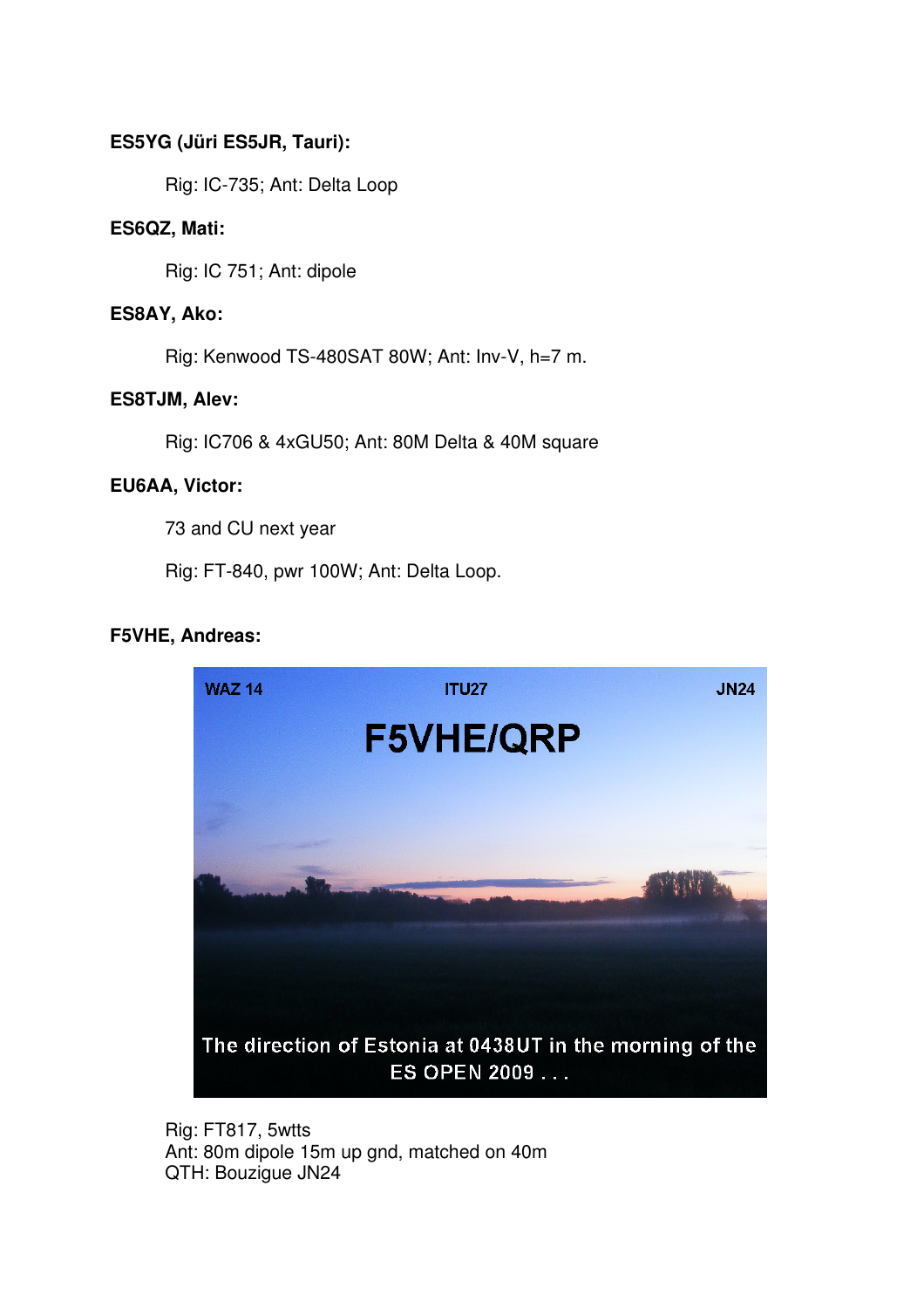**ES5YG (Jüri ES5JR, Tauri):**

Rig: IC-735; Ant: Delta Loop

**ES6QZ, Mati:**

Rig: IC 751; Ant: dipole

**ES8AY, Ako:**

Rig: Kenwood TS-480SAT 80W; Ant: Inv-V, h=7 m.

**ES8TJM, Alev:**

Rig: IC706 & 4xGU50; Ant: 80M Delta & 40M square

**EU6AA, Victor:**

73 and CU next year

Rig: FT-840, pwr 100W; Ant: Delta Loop.

**F5VHE, Andreas:**

Rig: FT817, 5wtts
Ant: 80m dipole 15m up gnd, matched on 40m
QTH: Bouzigue JN24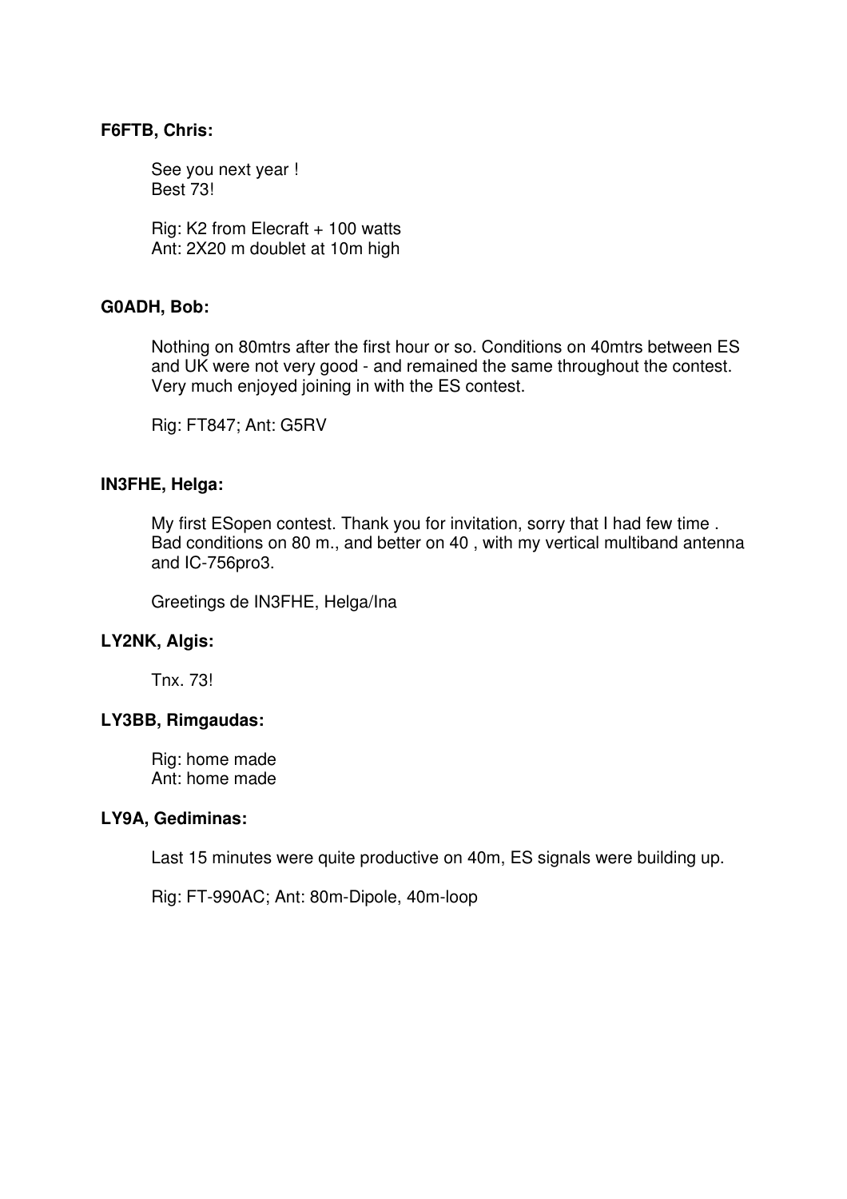**F6FTB, Chris:**

See you next year !
Best 73!

Rig: K2 from Elecraft + 100 watts
Ant: 2X20 m doublet at 10m high

**G0ADH, Bob:**

Nothing on 80mtrs after the first hour or so. Conditions on 40mtrs between ES and UK were not very good - and remained the same throughout the contest. Very much enjoyed joining in with the ES contest.

Rig: FT847; Ant: G5RV

**IN3FHE, Helga:**

My first ESopen contest. Thank you for invitation, sorry that I had few time . Bad conditions on 80 m., and better on 40 , with my vertical multiband antenna and IC-756pro3.

Greetings de IN3FHE, Helga/Ina

**LY2NK, Algis:**

Tnx. 73!

**LY3BB, Rimgaudas:**

Rig: home made
Ant: home made

**LY9A, Gediminas:**

Last 15 minutes were quite productive on 40m, ES signals were building up.

Rig: FT-990AC; Ant: 80m-Dipole, 40m-loop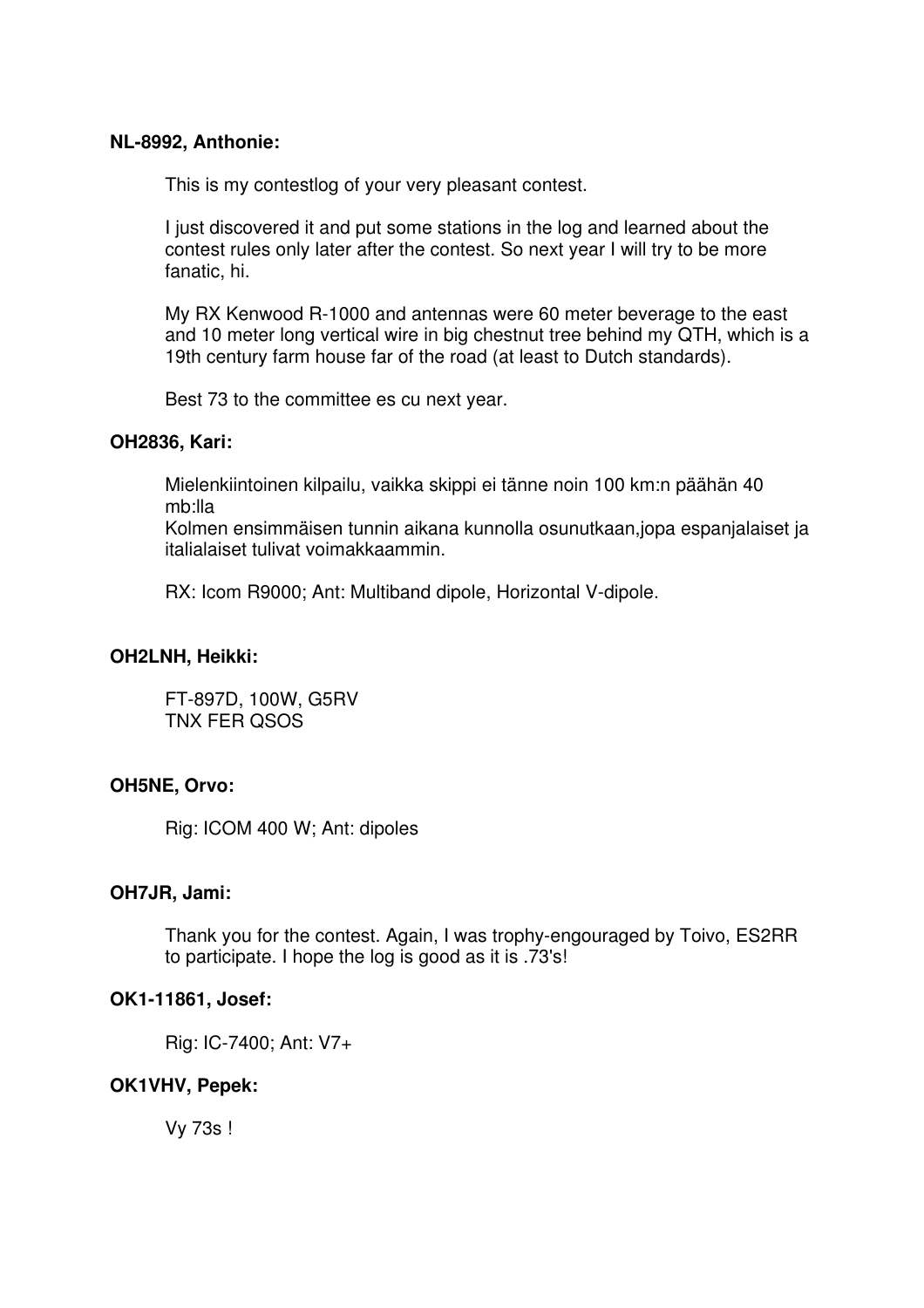**NL-8992, Anthonie:**

This is my contestlog of your very pleasant contest.

I just discovered it and put some stations in the log and learned about the contest rules only later after the contest. So next year I will try to be more fanatic, hi.

My RX Kenwood R-1000 and antennas were 60 meter beverage to the east and 10 meter long vertical wire in big chestnut tree behind my QTH, which is a 19th century farm house far of the road (at least to Dutch standards).

Best 73 to the committee es cu next year.

**OH2836, Kari:**

Mielenkiintoinen kilpailu, vaikka skippi ei tänne noin 100 km:n päähän 40 mb:lla
Kolmen ensimmäisen tunnin aikana kunnolla osunutkaan,jopa espanjalaiset ja italialaiset tulivat voimakkaammin.

RX: Icom R9000; Ant: Multiband dipole, Horizontal V-dipole.

**OH2LNH, Heikki:**

FT-897D, 100W, G5RV
TNX FER QSOS

**OH5NE, Orvo:**

Rig: ICOM 400 W; Ant: dipoles

**OH7JR, Jami:**

Thank you for the contest. Again, I was trophy-engouraged by Toivo, ES2RR to participate. I hope the log is good as it is .73's!

**OK1-11861, Josef:**

Rig: IC-7400; Ant: V7+

**OK1VHV, Pepek:**

Vy 73s !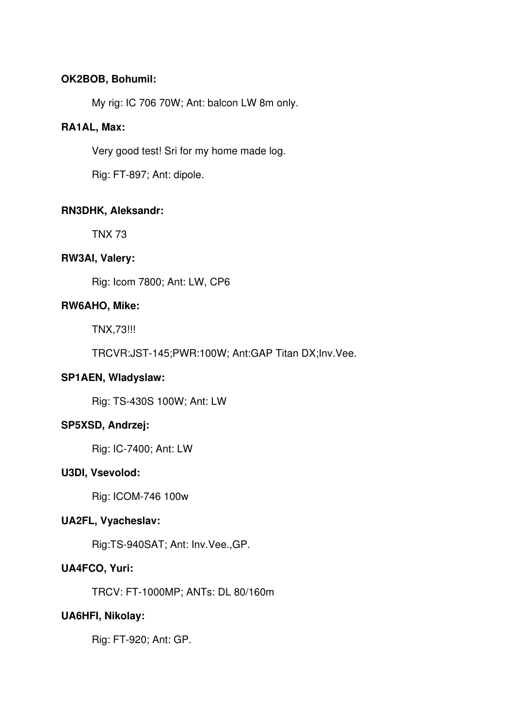**OK2BOB, Bohumil:**

My rig: IC 706 70W; Ant: balcon LW 8m only.

**RA1AL, Max:**

Very good test! Sri for my home made log.

Rig: FT-897; Ant: dipole.

**RN3DHK, Aleksandr:**

TNX 73

**RW3AI, Valery:**

Rig: Icom 7800; Ant: LW, CP6

**RW6AHO, Mike:**

TNX,73!!!

TRCVR:JST-145;PWR:100W; Ant:GAP Titan DX;Inv.Vee.

**SP1AEN, Wladyslaw:**

Rig: TS-430S 100W; Ant: LW

**SP5XSD, Andrzej:**

Rig: IC-7400; Ant: LW

**U3DI, Vsevolod:**

Rig: ICOM-746 100w

**UA2FL, Vyacheslav:**

Rig:TS-940SAT; Ant: Inv.Vee.,GP.

**UA4FCO, Yuri:**

TRCV: FT-1000MP; ANTs: DL 80/160m

**UA6HFI, Nikolay:**

Rig: FT-920; Ant: GP.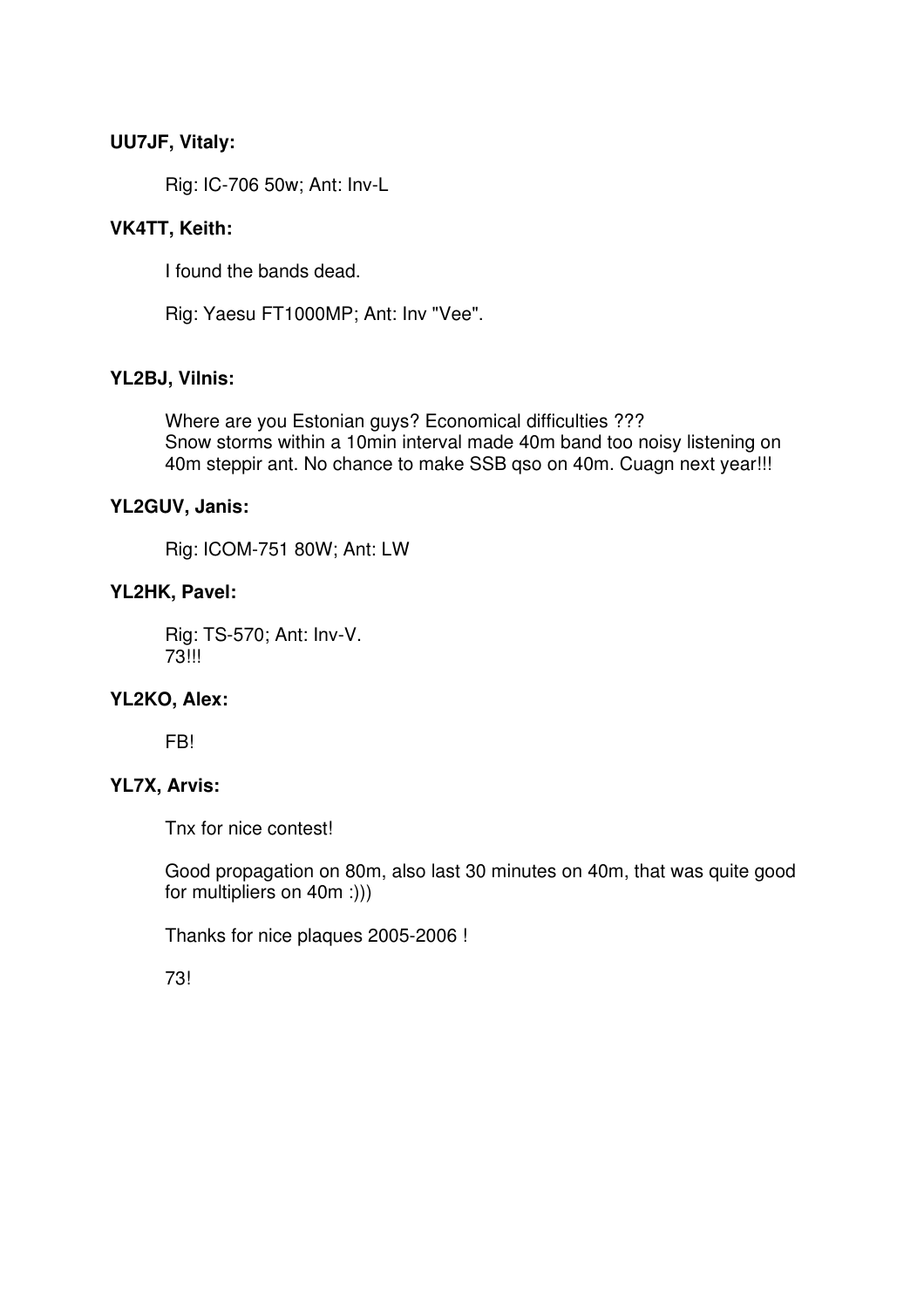**UU7JF, Vitaly:**

Rig: IC-706 50w; Ant: Inv-L

**VK4TT, Keith:**

I found the bands dead.

Rig: Yaesu FT1000MP; Ant: Inv "Vee".

**YL2BJ, Vilnis:**

Where are you Estonian guys? Economical difficulties ???
Snow storms within a 10min interval made 40m band too noisy listening on 40m steppir ant. No chance to make SSB qso on 40m. Cuagn next year!!!

**YL2GUV, Janis:**

Rig: ICOM-751 80W; Ant: LW

**YL2HK, Pavel:**

Rig: TS-570; Ant: Inv-V.
73!!!

**YL2KO, Alex:**

FB!

**YL7X, Arvis:**

Tnx for nice contest!

Good propagation on 80m, also last 30 minutes on 40m, that was quite good for multipliers on 40m :)))

Thanks for nice plaques 2005-2006 !

73!